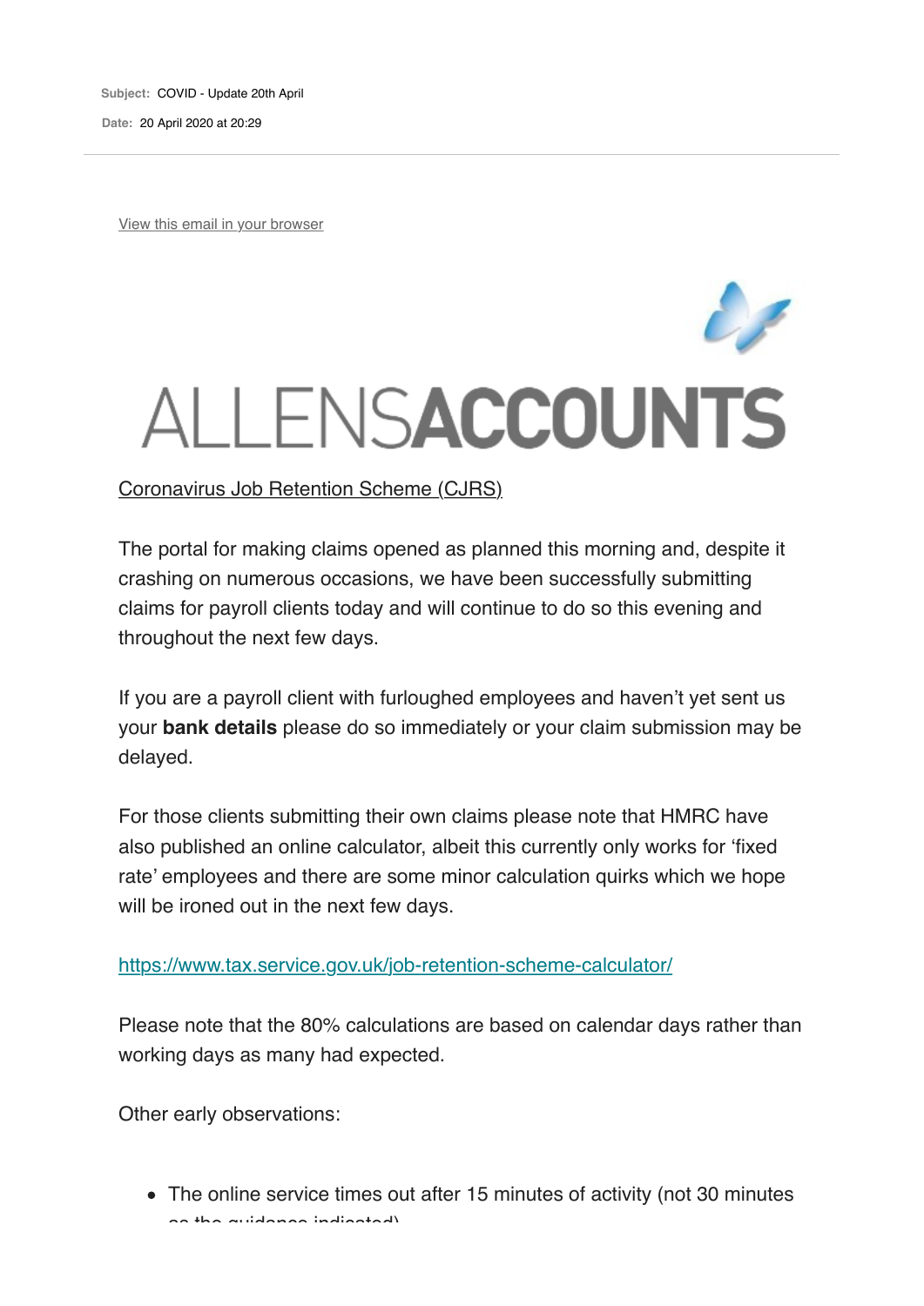**Subject:** COVID - Update 20th April

**Date:** 20 April 2020 at 20:29

View this email in your browser

# ALLENSACCOUNTS

Coronavirus Job Retention Scheme (CJRS)

The portal for making claims opened as planned this morning and, despite it crashing on numerous occasions, we have been successfully submitting claims for payroll clients today and will continue to do so this evening and throughout the next few days.

If you are a payroll client with furloughed employees and haven't yet sent us your **bank details** please do so immediately or your claim submission may be delayed.

For those clients submitting their own claims please note that HMRC have also published an online calculator, albeit this currently only works for 'fixed rate' employees and there are some minor calculation quirks which we hope will be ironed out in the next few days.

https://www.tax.service.gov.uk/job-retention-scheme-calculator/

Please note that the 80% calculations are based on calendar days rather than working days as many had expected.

Other early observations:

- The online service times out after 15 minutes of activity (not 30 minutes as the guidance indicated)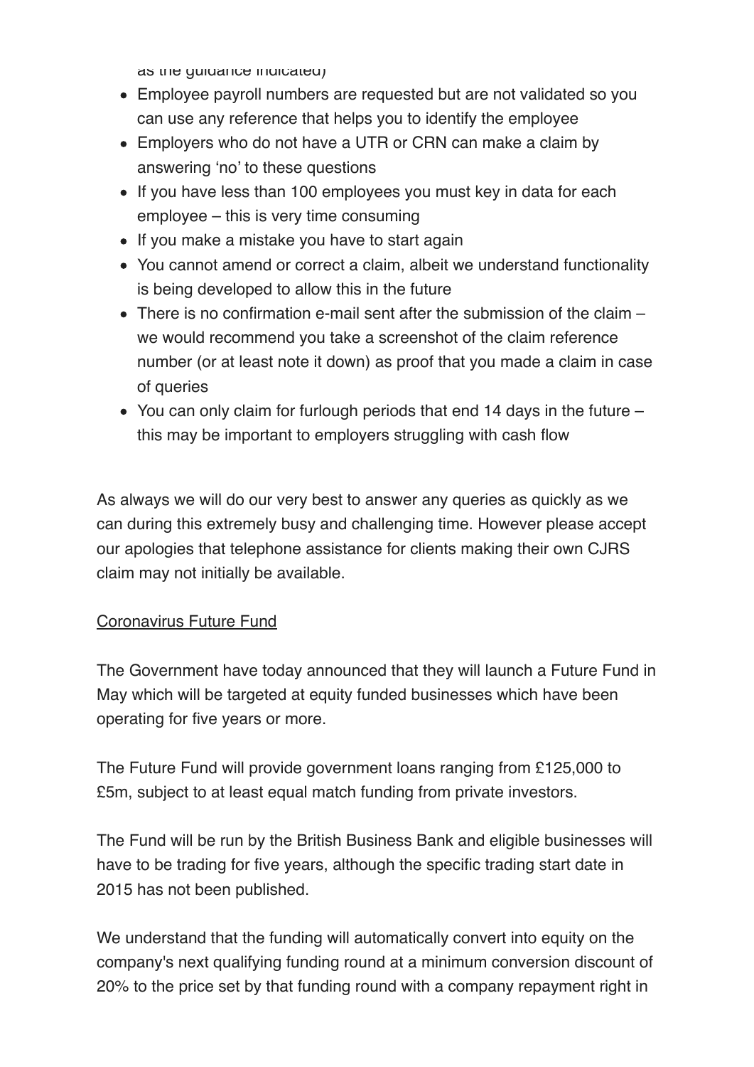as the guidance indicated)

- Employee payroll numbers are requested but are not validated so you can use any reference that helps you to identify the employee
- Employers who do not have a UTR or CRN can make a claim by answering 'no' to these questions
- If you have less than 100 employees you must key in data for each employee – this is very time consuming
- If you make a mistake you have to start again
- You cannot amend or correct a claim, albeit we understand functionality is being developed to allow this in the future
- There is no confirmation e-mail sent after the submission of the claim – we would recommend you take a screenshot of the claim reference number (or at least note it down) as proof that you made a claim in case of queries
- You can only claim for furlough periods that end 14 days in the future – this may be important to employers struggling with cash flow

As always we will do our very best to answer any queries as quickly as we can during this extremely busy and challenging time. However please accept our apologies that telephone assistance for clients making their own CJRS claim may not initially be available.

Coronavirus Future Fund

The Government have today announced that they will launch a Future Fund in May which will be targeted at equity funded businesses which have been operating for five years or more.

The Future Fund will provide government loans ranging from £125,000 to £5m, subject to at least equal match funding from private investors.

The Fund will be run by the British Business Bank and eligible businesses will have to be trading for five years, although the specific trading start date in 2015 has not been published.

We understand that the funding will automatically convert into equity on the company's next qualifying funding round at a minimum conversion discount of 20% to the price set by that funding round with a company repayment right in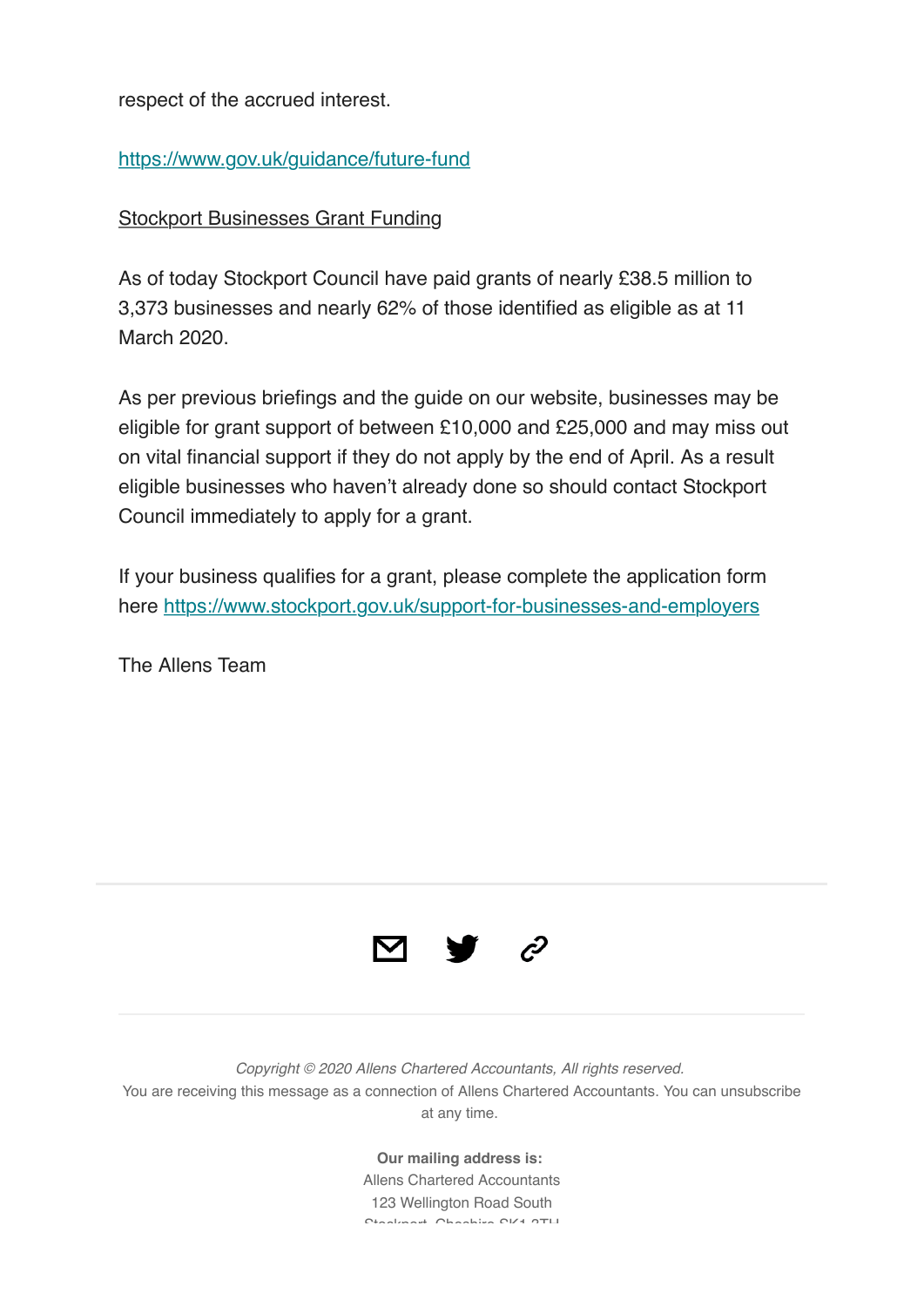respect of the accrued interest.

https://www.gov.uk/guidance/future-fund

Stockport Businesses Grant Funding

As of today Stockport Council have paid grants of nearly £38.5 million to 3,373 businesses and nearly 62% of those identified as eligible as at 11 March 2020.

As per previous briefings and the guide on our website, businesses may be eligible for grant support of between £10,000 and £25,000 and may miss out on vital financial support if they do not apply by the end of April. As a result eligible businesses who haven't already done so should contact Stockport Council immediately to apply for a grant.

If your business qualifies for a grant, please complete the application form here https://www.stockport.gov.uk/support-for-businesses-and-employers

The Allens Team

---

*Copyright © 2020 Allens Chartered Accountants, All rights reserved.*
You are receiving this message as a connection of Allens Chartered Accountants. You can unsubscribe at any time.

**Our mailing address is:**
Allens Chartered Accountants
123 Wellington Road South
Stockport, Cheshire SK1 3TH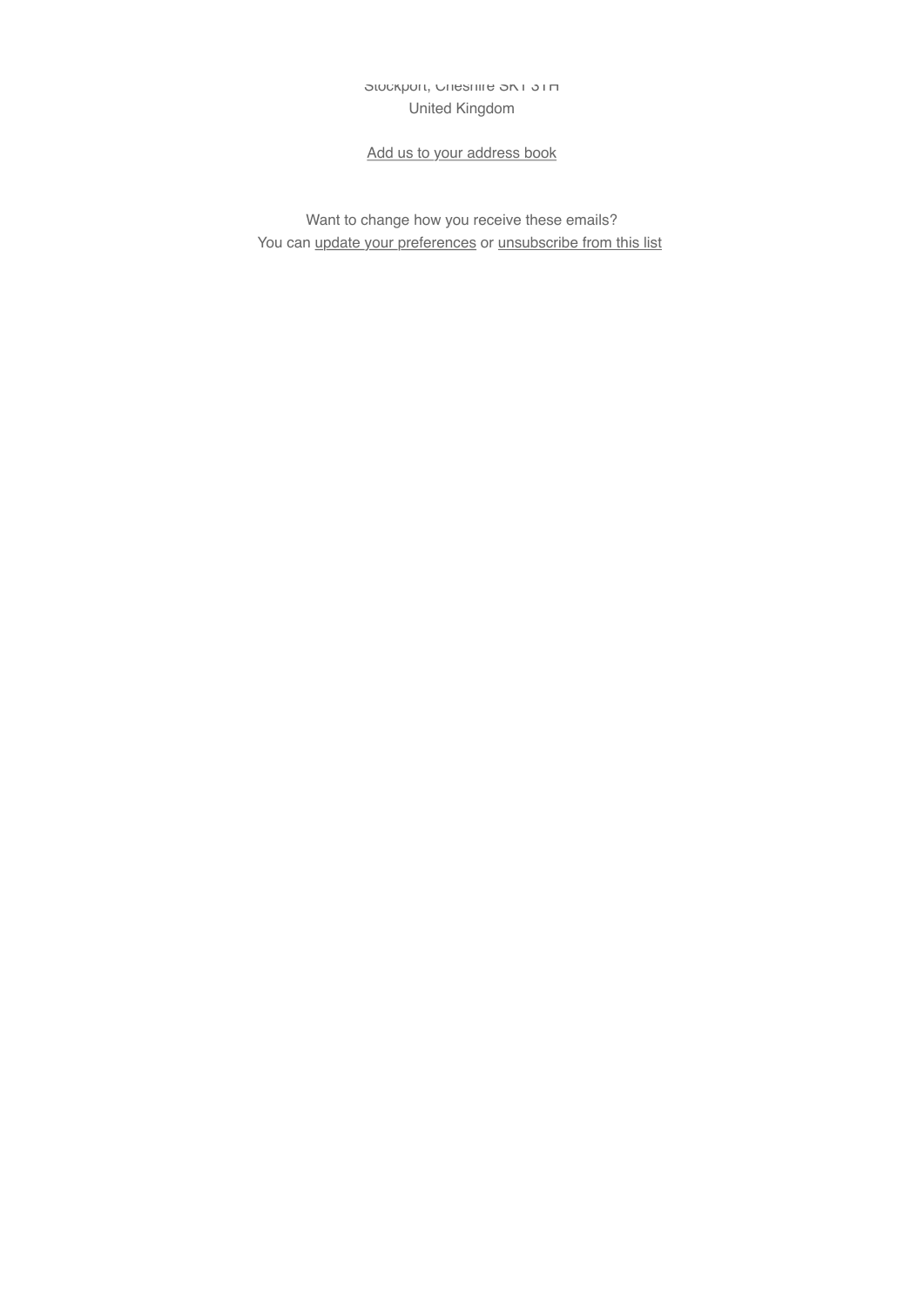Stockport, Cheshire SK1 3TH
United Kingdom

Add us to your address book

Want to change how you receive these emails?
You can update your preferences or unsubscribe from this list